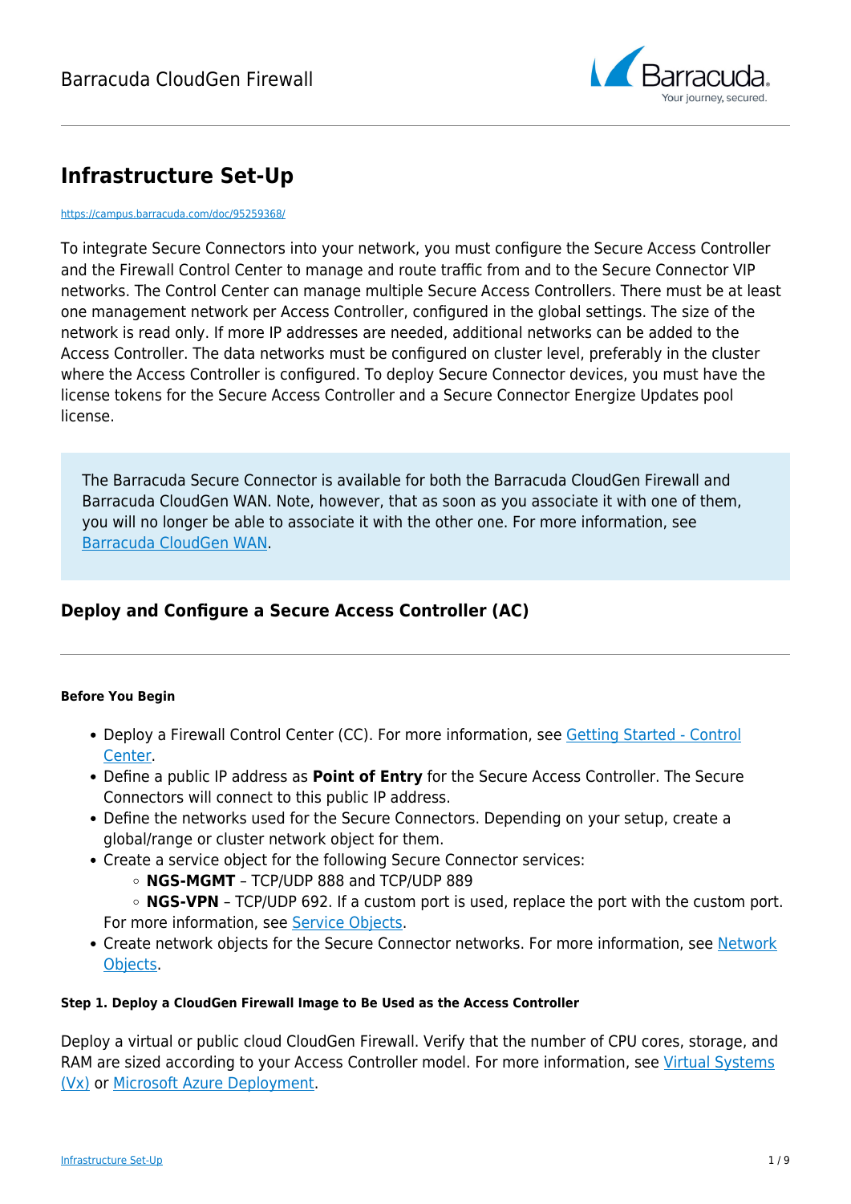# Infrastructure Set-Up

https://campus.barracuda.com/doc/95259368/

To integrate Secure Connectors into your network, you must configure the Secure Access Controller and the Firewall Control Center to manage and route traffic from and to the Secure Connector VIP networks. The Control Center can manage multiple Secure Access Controllers. There must be at least one management network per Access Controller, configured in the global settings. The size of the network is read only. If more IP addresses are needed, additional networks can be added to the Access Controller. The data networks must be configured on cluster level, preferably in the cluster where the Access Controller is configured. To deploy Secure Connector devices, you must have the license tokens for the Secure Access Controller and a Secure Connector Energize Updates pool license.

> The Barracuda Secure Connector is available for both the Barracuda CloudGen Firewall and Barracuda CloudGen WAN. Note, however, that as soon as you associate it with one of them, you will no longer be able to associate it with the other one. For more information, see [Barracuda CloudGen WAN](#).

## Deploy and Configure a Secure Access Controller (AC)

#### Before You Begin

- Deploy a Firewall Control Center (CC). For more information, see [Getting Started - Control Center](#).
- Define a public IP address as **Point of Entry** for the Secure Access Controller. The Secure Connectors will connect to this public IP address.
- Define the networks used for the Secure Connectors. Depending on your setup, create a global/range or cluster network object for them.
- Create a service object for the following Secure Connector services:
  - **NGS-MGMT** – TCP/UDP 888 and TCP/UDP 889
  - **NGS-VPN** – TCP/UDP 692. If a custom port is used, replace the port with the custom port.

  For more information, see [Service Objects](#).
- Create network objects for the Secure Connector networks. For more information, see [Network Objects](#).

#### Step 1. Deploy a CloudGen Firewall Image to Be Used as the Access Controller

Deploy a virtual or public cloud CloudGen Firewall. Verify that the number of CPU cores, storage, and RAM are sized according to your Access Controller model. For more information, see [Virtual Systems (Vx)](#) or [Microsoft Azure Deployment](#).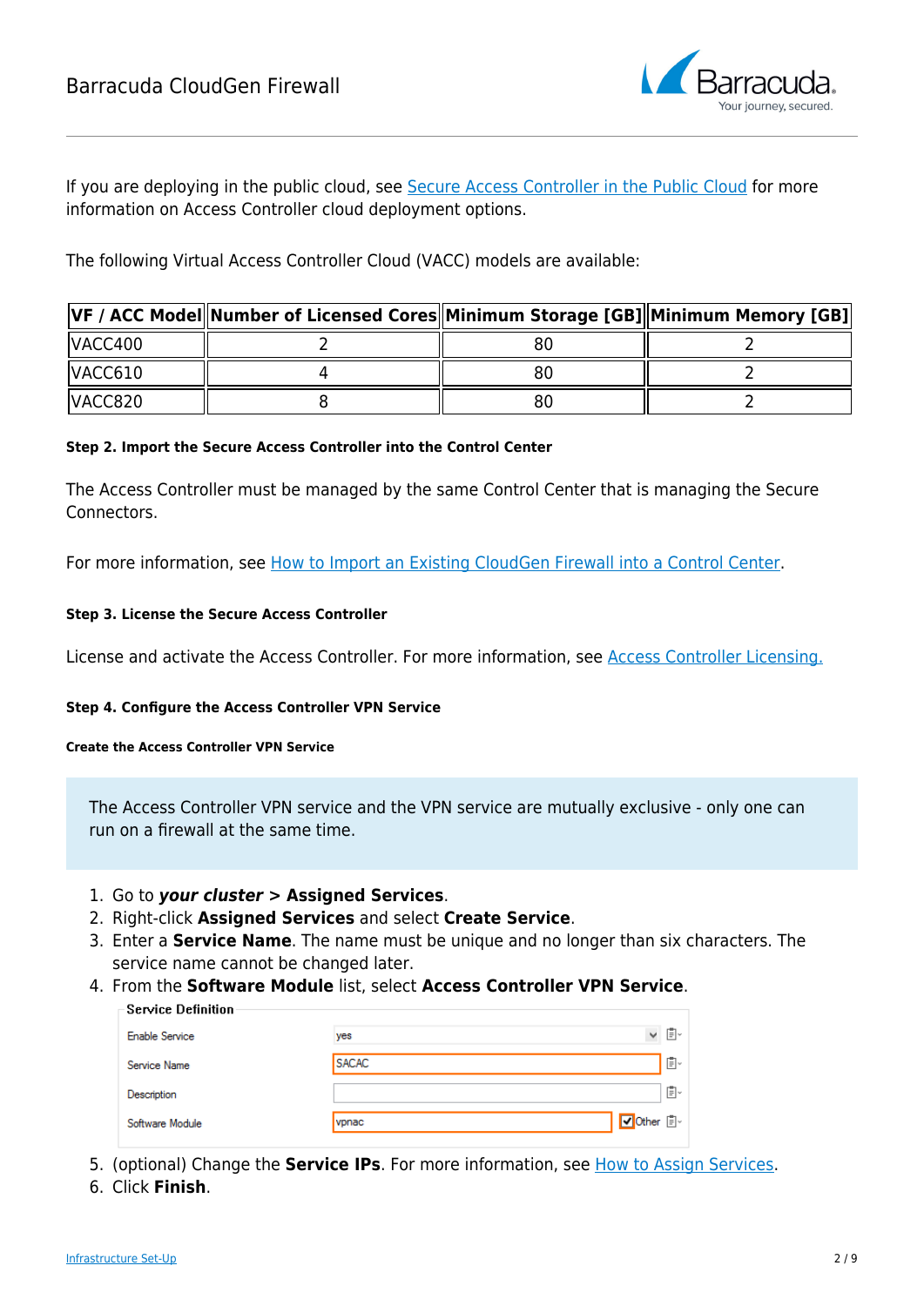If you are deploying in the public cloud, see Secure Access Controller in the Public Cloud for more information on Access Controller cloud deployment options.

The following Virtual Access Controller Cloud (VACC) models are available:

| VF / ACC Model | Number of Licensed Cores | Minimum Storage [GB] | Minimum Memory [GB] |
|---|---|---|---|
| VACC400 | 2 | 80 | 2 |
| VACC610 | 4 | 80 | 2 |
| VACC820 | 8 | 80 | 2 |

#### Step 2. Import the Secure Access Controller into the Control Center

The Access Controller must be managed by the same Control Center that is managing the Secure Connectors.

For more information, see How to Import an Existing CloudGen Firewall into a Control Center.

#### Step 3. License the Secure Access Controller

License and activate the Access Controller. For more information, see Access Controller Licensing.

#### Step 4. Configure the Access Controller VPN Service

##### Create the Access Controller VPN Service

> The Access Controller VPN service and the VPN service are mutually exclusive - only one can run on a firewall at the same time.

1. Go to ***your cluster*** **> Assigned Services**.
2. Right-click **Assigned Services** and select **Create Service**.
3. Enter a **Service Name**. The name must be unique and no longer than six characters. The service name cannot be changed later.
4. From the **Software Module** list, select **Access Controller VPN Service**.
5. (optional) Change the **Service IPs**. For more information, see How to Assign Services.
6. Click **Finish**.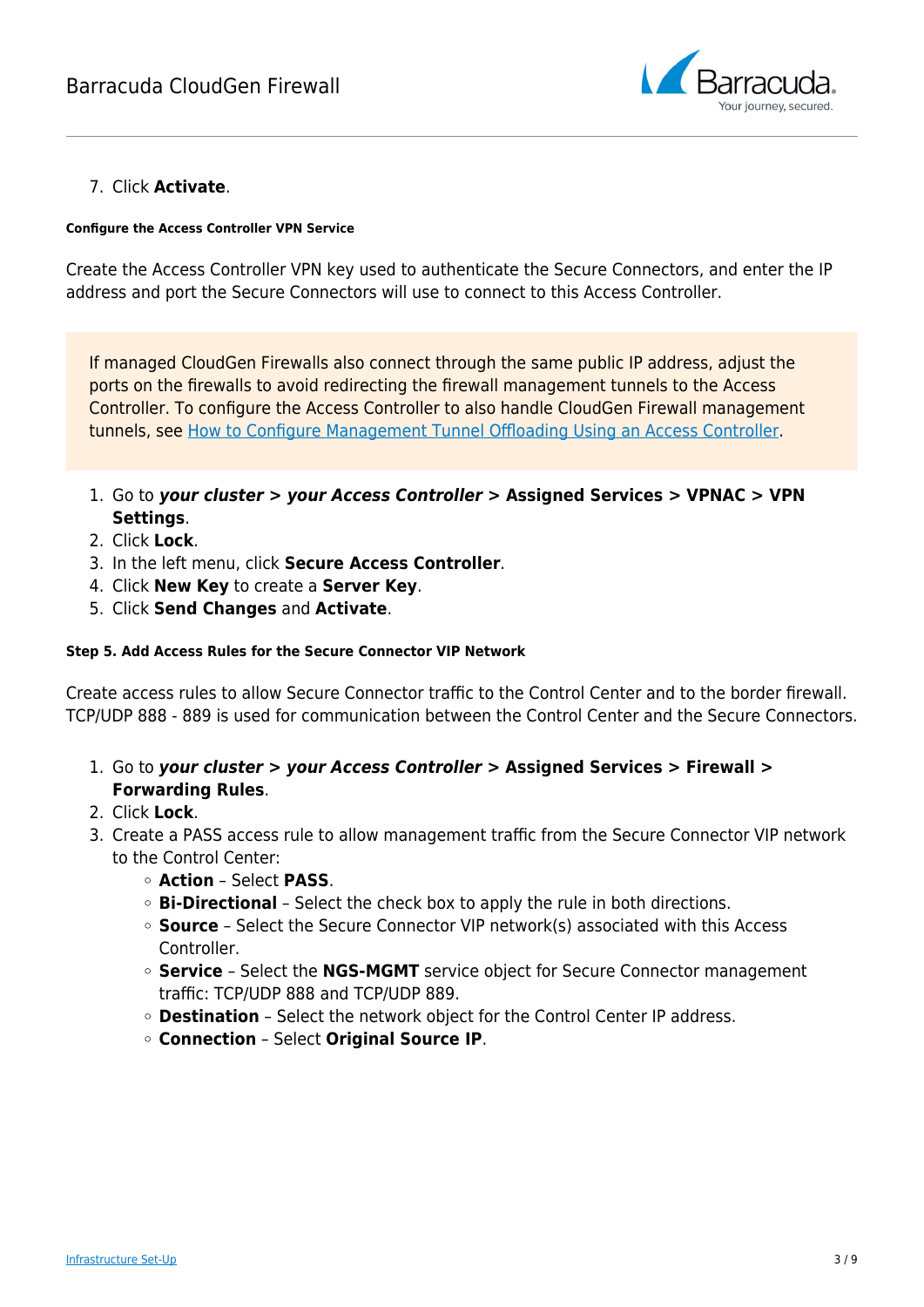7. Click **Activate**.

##### Configure the Access Controller VPN Service

Create the Access Controller VPN key used to authenticate the Secure Connectors, and enter the IP address and port the Secure Connectors will use to connect to this Access Controller.

> If managed CloudGen Firewalls also connect through the same public IP address, adjust the ports on the firewalls to avoid redirecting the firewall management tunnels to the Access Controller. To configure the Access Controller to also handle CloudGen Firewall management tunnels, see [How to Configure Management Tunnel Offloading Using an Access Controller](#).

1. Go to ***your cluster* > *your Access Controller* > Assigned Services > VPNAC > VPN Settings**.
2. Click **Lock**.
3. In the left menu, click **Secure Access Controller**.
4. Click **New Key** to create a **Server Key**.
5. Click **Send Changes** and **Activate**.

##### Step 5. Add Access Rules for the Secure Connector VIP Network

Create access rules to allow Secure Connector traffic to the Control Center and to the border firewall. TCP/UDP 888 - 889 is used for communication between the Control Center and the Secure Connectors.

1. Go to ***your cluster* > *your Access Controller* > Assigned Services > Firewall > Forwarding Rules**.
2. Click **Lock**.
3. Create a PASS access rule to allow management traffic from the Secure Connector VIP network to the Control Center:
   - **Action** – Select **PASS**.
   - **Bi-Directional** – Select the check box to apply the rule in both directions.
   - **Source** – Select the Secure Connector VIP network(s) associated with this Access Controller.
   - **Service** – Select the **NGS-MGMT** service object for Secure Connector management traffic: TCP/UDP 888 and TCP/UDP 889.
   - **Destination** – Select the network object for the Control Center IP address.
   - **Connection** – Select **Original Source IP**.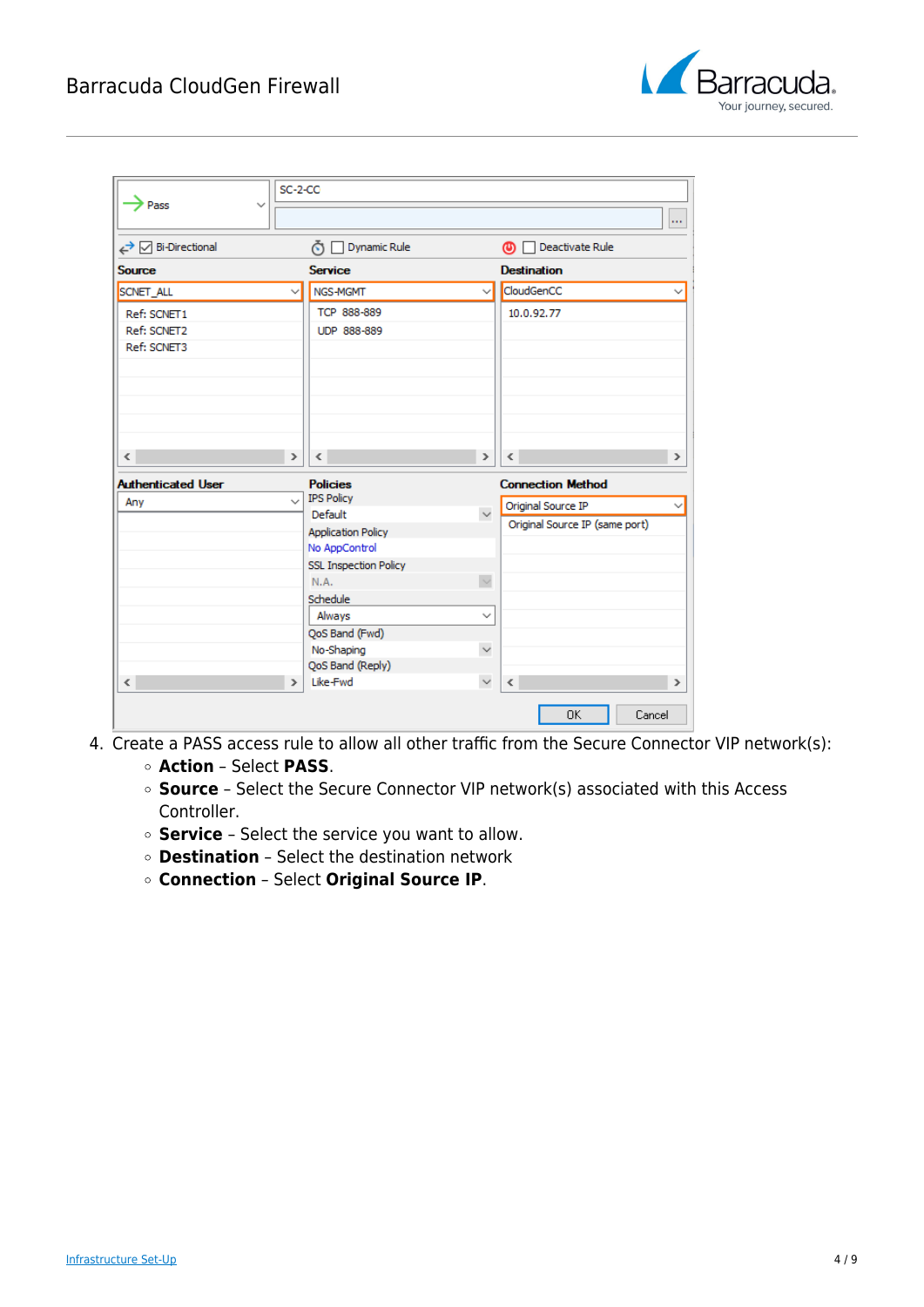4. Create a PASS access rule to allow all other traffic from the Secure Connector VIP network(s):
    - **Action** – Select **PASS**.
    - **Source** – Select the Secure Connector VIP network(s) associated with this Access Controller.
    - **Service** – Select the service you want to allow.
    - **Destination** – Select the destination network
    - **Connection** – Select **Original Source IP**.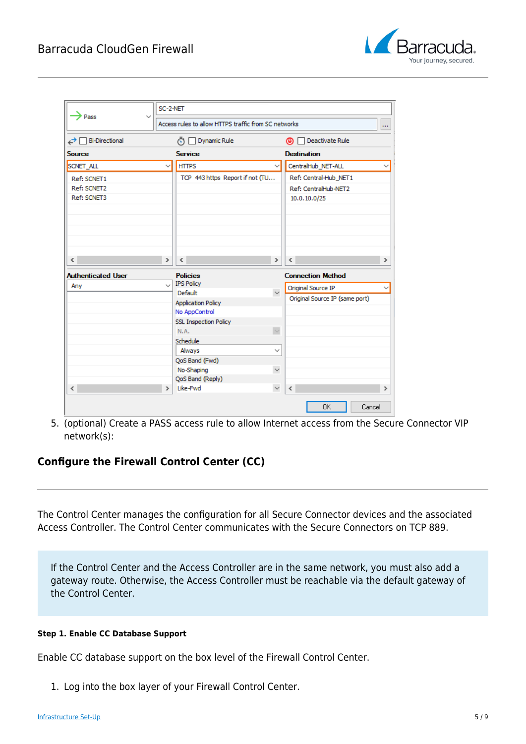5. (optional) Create a PASS access rule to allow Internet access from the Secure Connector VIP network(s):

## Configure the Firewall Control Center (CC)

The Control Center manages the configuration for all Secure Connector devices and the associated Access Controller. The Control Center communicates with the Secure Connectors on TCP 889.

If the Control Center and the Access Controller are in the same network, you must also add a gateway route. Otherwise, the Access Controller must be reachable via the default gateway of the Control Center.

#### Step 1. Enable CC Database Support

Enable CC database support on the box level of the Firewall Control Center.

1. Log into the box layer of your Firewall Control Center.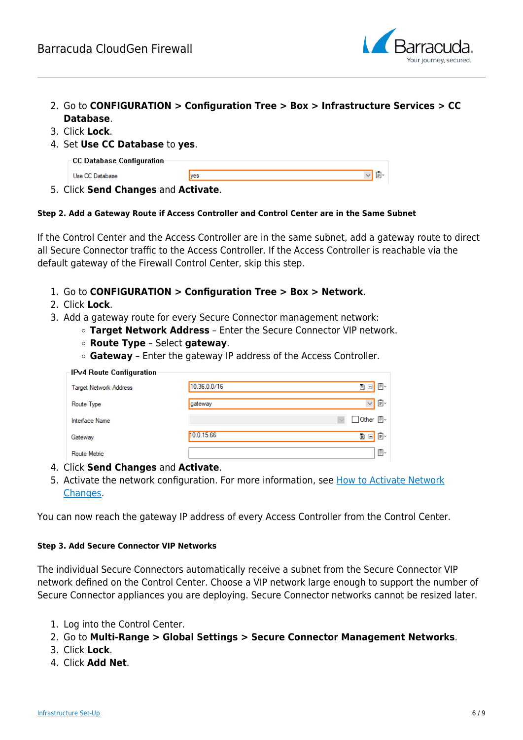2. Go to **CONFIGURATION > Configuration Tree > Box > Infrastructure Services > CC Database**.
3. Click **Lock**.
4. Set **Use CC Database** to **yes**.

| CC Database Configuration | |
|---|---|
| Use CC Database | yes |

5. Click **Send Changes** and **Activate**.

#### Step 2. Add a Gateway Route if Access Controller and Control Center are in the Same Subnet

If the Control Center and the Access Controller are in the same subnet, add a gateway route to direct all Secure Connector traffic to the Access Controller. If the Access Controller is reachable via the default gateway of the Firewall Control Center, skip this step.

1. Go to **CONFIGURATION > Configuration Tree > Box > Network**.
2. Click **Lock**.
3. Add a gateway route for every Secure Connector management network:
   - **Target Network Address** – Enter the Secure Connector VIP network.
   - **Route Type** – Select **gateway**.
   - **Gateway** – Enter the gateway IP address of the Access Controller.

| IPv4 Route Configuration | |
|---|---|
| Target Network Address | 10.36.0.0/16 |
| Route Type | gateway |
| Interface Name | |
| Gateway | 10.0.15.66 |
| Route Metric | |

4. Click **Send Changes** and **Activate**.
5. Activate the network configuration. For more information, see How to Activate Network Changes.

You can now reach the gateway IP address of every Access Controller from the Control Center.

#### Step 3. Add Secure Connector VIP Networks

The individual Secure Connectors automatically receive a subnet from the Secure Connector VIP network defined on the Control Center. Choose a VIP network large enough to support the number of Secure Connector appliances you are deploying. Secure Connector networks cannot be resized later.

1. Log into the Control Center.
2. Go to **Multi-Range > Global Settings > Secure Connector Management Networks**.
3. Click **Lock**.
4. Click **Add Net**.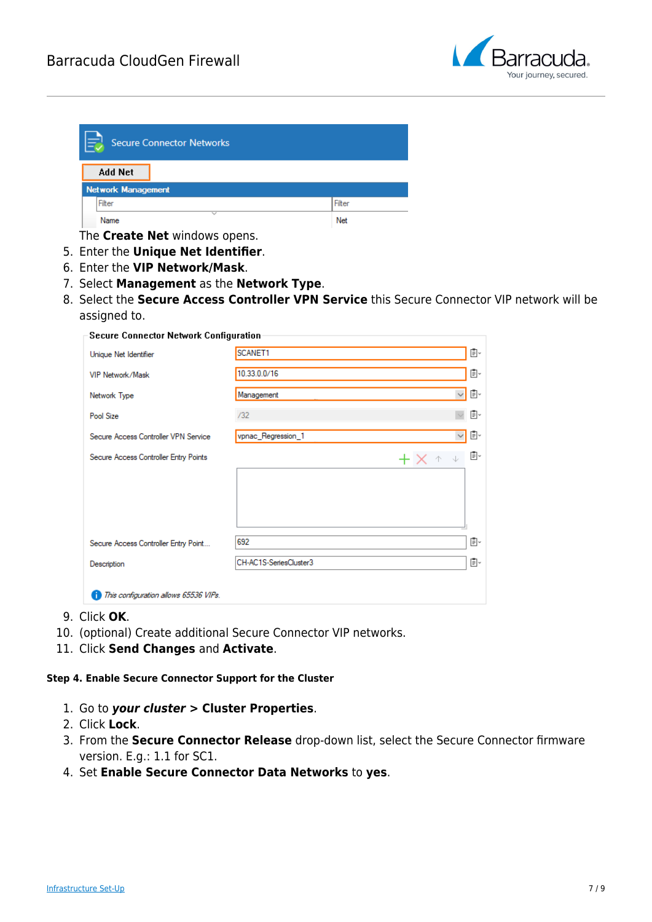The **Create Net** windows opens.

5. Enter the **Unique Net Identifier**.
6. Enter the **VIP Network/Mask**.
7. Select **Management** as the **Network Type**.
8. Select the **Secure Access Controller VPN Service** this Secure Connector VIP network will be assigned to.

9. Click **OK**.
10. (optional) Create additional Secure Connector VIP networks.
11. Click **Send Changes** and **Activate**.

#### Step 4. Enable Secure Connector Support for the Cluster

1. Go to ***your cluster*** **> Cluster Properties**.
2. Click **Lock**.
3. From the **Secure Connector Release** drop-down list, select the Secure Connector firmware version. E.g.: 1.1 for SC1.
4. Set **Enable Secure Connector Data Networks** to **yes**.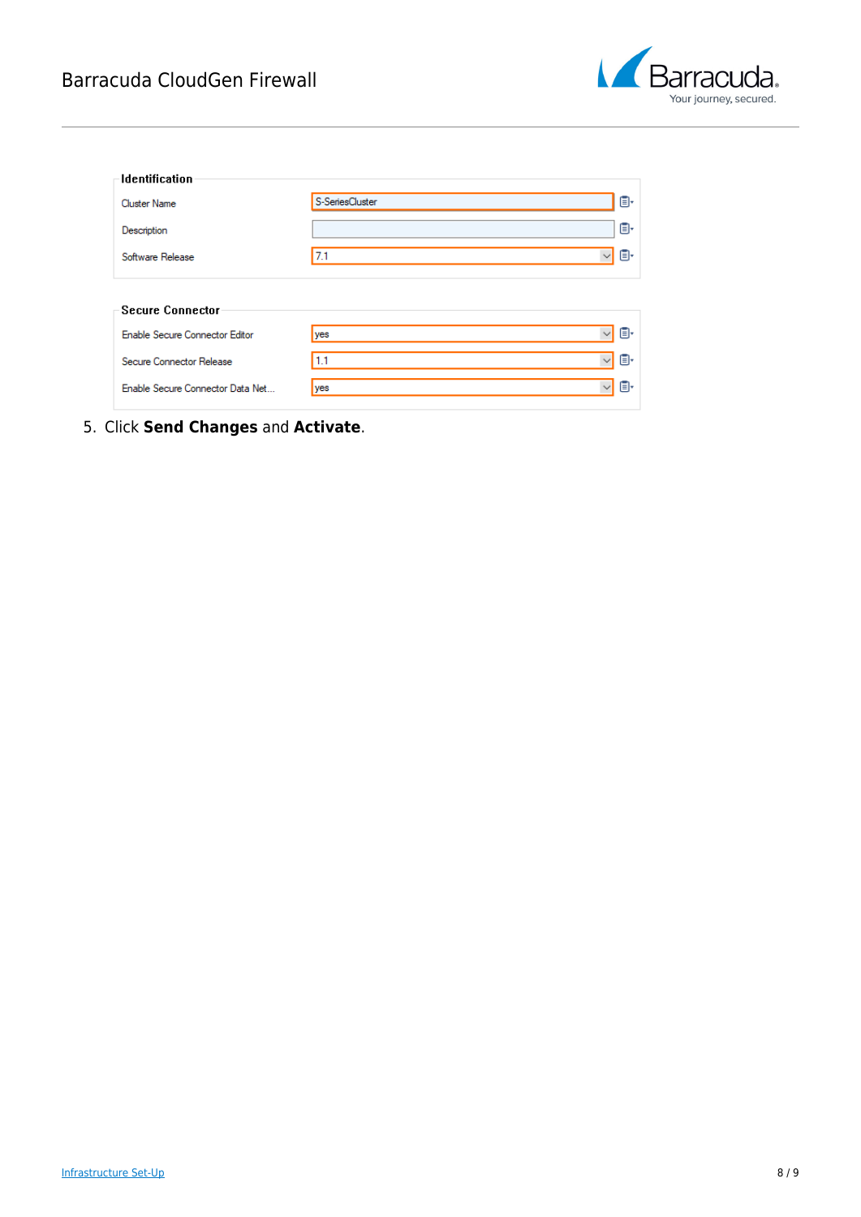**Identification**

| | |
|---|---|
| Cluster Name | S-SeriesCluster |
| Description | |
| Software Release | 7.1 |

**Secure Connector**

| | |
|---|---|
| Enable Secure Connector Editor | yes |
| Secure Connector Release | 1.1 |
| Enable Secure Connector Data Net... | yes |

5. Click **Send Changes** and **Activate**.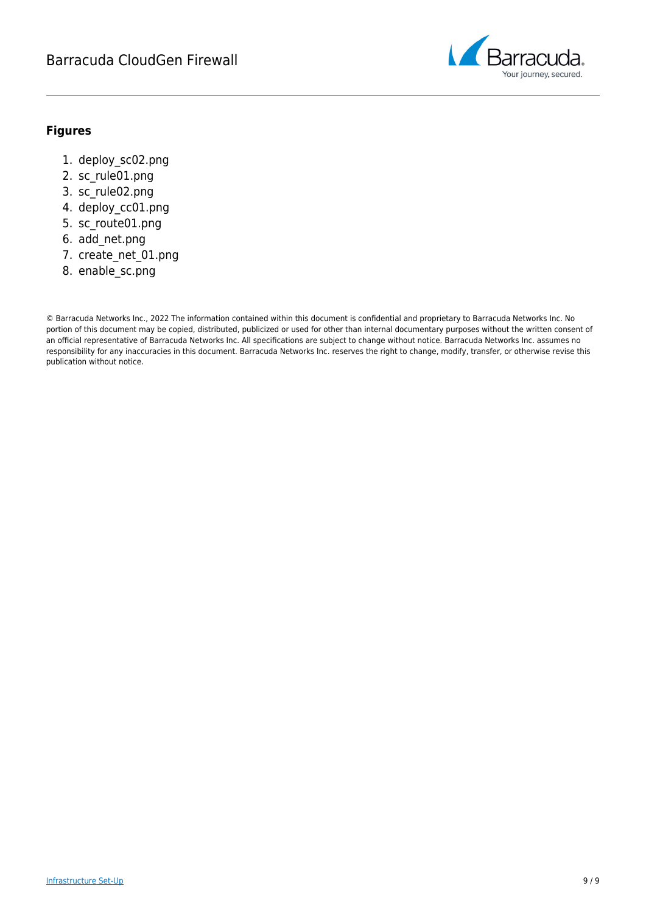## Figures

1. deploy_sc02.png
2. sc_rule01.png
3. sc_rule02.png
4. deploy_cc01.png
5. sc_route01.png
6. add_net.png
7. create_net_01.png
8. enable_sc.png

© Barracuda Networks Inc., 2022 The information contained within this document is confidential and proprietary to Barracuda Networks Inc. No portion of this document may be copied, distributed, publicized or used for other than internal documentary purposes without the written consent of an official representative of Barracuda Networks Inc. All specifications are subject to change without notice. Barracuda Networks Inc. assumes no responsibility for any inaccuracies in this document. Barracuda Networks Inc. reserves the right to change, modify, transfer, or otherwise revise this publication without notice.